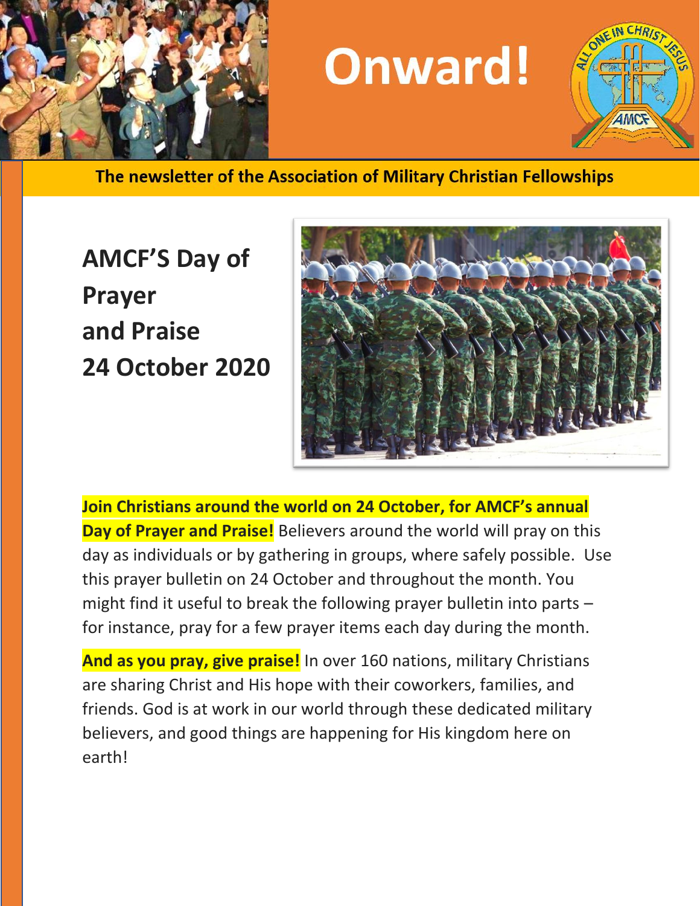# Onward!

**The newsletter of the Association of Military Christian Fellowships**

## AMCF'S Day of Prayer and Praise 24 October 2020

**Join Christians around the world on 24 October, for AMCF's annual Day of Prayer and Praise!** Believers around the world will pray on this day as individuals or by gathering in groups, where safely possible. Use this prayer bulletin on 24 October and throughout the month. You might find it useful to break the following prayer bulletin into parts – for instance, pray for a few prayer items each day during the month.

**And as you pray, give praise!** In over 160 nations, military Christians are sharing Christ and His hope with their coworkers, families, and friends. God is at work in our world through these dedicated military believers, and good things are happening for His kingdom here on earth!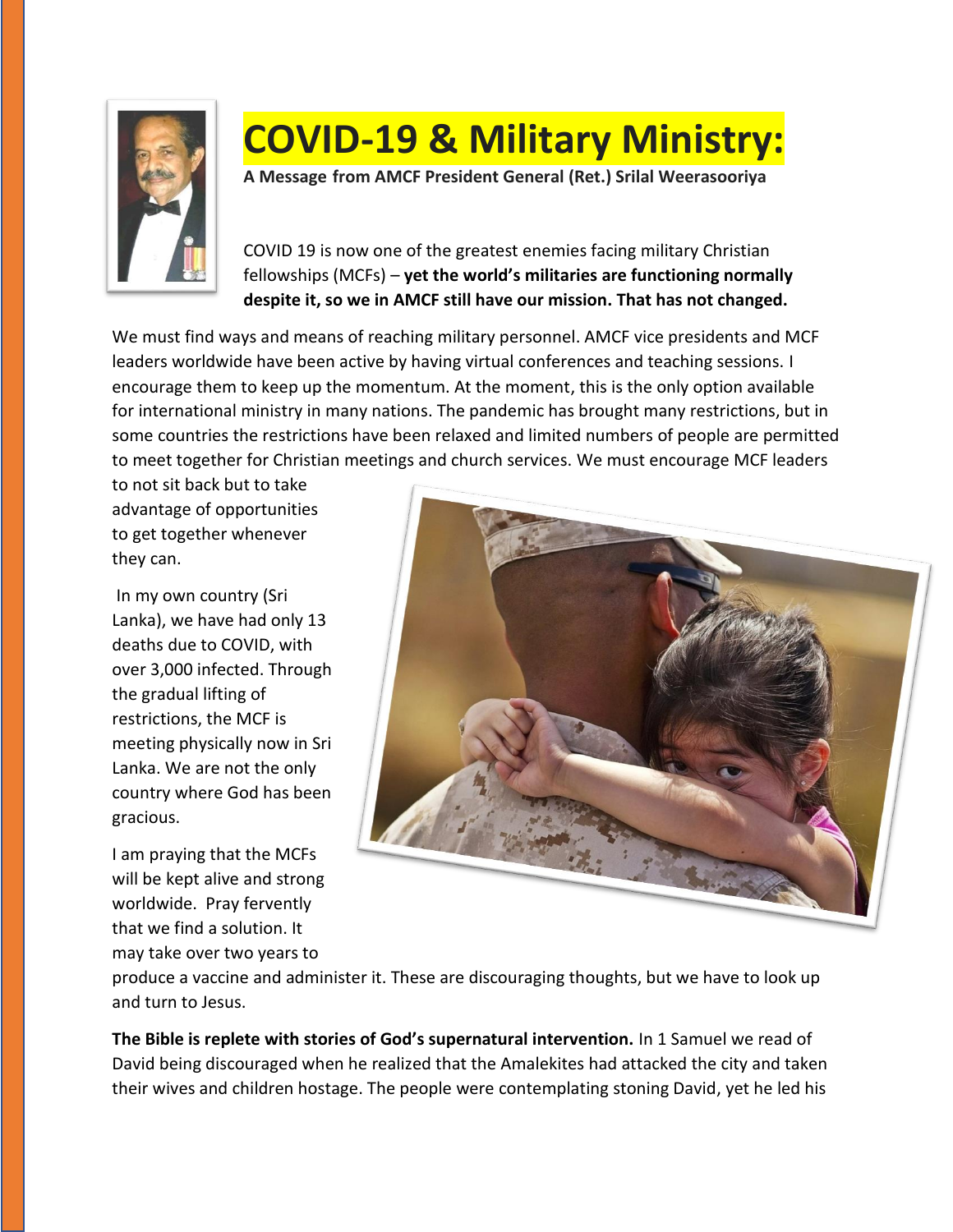# COVID-19 & Military Ministry:

**A Message from AMCF President General (Ret.) Srilal Weerasooriya**

COVID 19 is now one of the greatest enemies facing military Christian fellowships (MCFs) – **yet the world's militaries are functioning normally despite it, so we in AMCF still have our mission. That has not changed.**

We must find ways and means of reaching military personnel. AMCF vice presidents and MCF leaders worldwide have been active by having virtual conferences and teaching sessions. I encourage them to keep up the momentum. At the moment, this is the only option available for international ministry in many nations. The pandemic has brought many restrictions, but in some countries the restrictions have been relaxed and limited numbers of people are permitted to meet together for Christian meetings and church services. We must encourage MCF leaders to not sit back but to take advantage of opportunities to get together whenever they can.

In my own country (Sri Lanka), we have had only 13 deaths due to COVID, with over 3,000 infected. Through the gradual lifting of restrictions, the MCF is meeting physically now in Sri Lanka. We are not the only country where God has been gracious.

I am praying that the MCFs will be kept alive and strong worldwide. Pray fervently that we find a solution. It may take over two years to produce a vaccine and administer it. These are discouraging thoughts, but we have to look up and turn to Jesus.

**The Bible is replete with stories of God's supernatural intervention.** In 1 Samuel we read of David being discouraged when he realized that the Amalekites had attacked the city and taken their wives and children hostage. The people were contemplating stoning David, yet he led his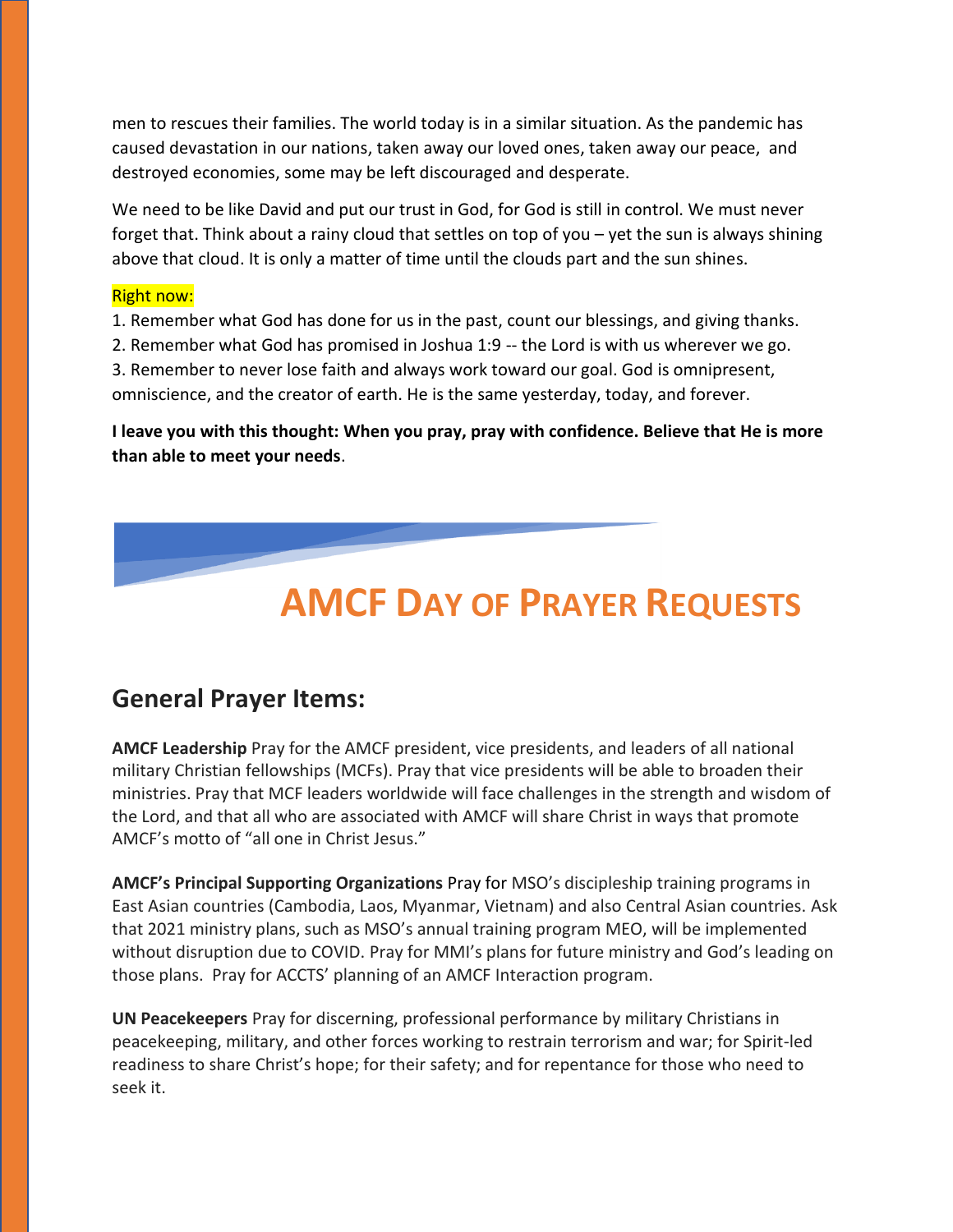men to rescues their families. The world today is in a similar situation. As the pandemic has caused devastation in our nations, taken away our loved ones, taken away our peace, and destroyed economies, some may be left discouraged and desperate.

We need to be like David and put our trust in God, for God is still in control. We must never forget that. Think about a rainy cloud that settles on top of you – yet the sun is always shining above that cloud. It is only a matter of time until the clouds part and the sun shines.

Right now:

1. Remember what God has done for us in the past, count our blessings, and giving thanks.
2. Remember what God has promised in Joshua 1:9 -- the Lord is with us wherever we go.
3. Remember to never lose faith and always work toward our goal. God is omnipresent, omniscience, and the creator of earth. He is the same yesterday, today, and forever.

**I leave you with this thought: When you pray, pray with confidence. Believe that He is more than able to meet your needs**.

# AMCF Day of Prayer Requests

## General Prayer Items:

**AMCF Leadership** Pray for the AMCF president, vice presidents, and leaders of all national military Christian fellowships (MCFs). Pray that vice presidents will be able to broaden their ministries. Pray that MCF leaders worldwide will face challenges in the strength and wisdom of the Lord, and that all who are associated with AMCF will share Christ in ways that promote AMCF's motto of "all one in Christ Jesus."

**AMCF's Principal Supporting Organizations** Pray for MSO's discipleship training programs in East Asian countries (Cambodia, Laos, Myanmar, Vietnam) and also Central Asian countries. Ask that 2021 ministry plans, such as MSO's annual training program MEO, will be implemented without disruption due to COVID. Pray for MMI's plans for future ministry and God's leading on those plans. Pray for ACCTS' planning of an AMCF Interaction program.

**UN Peacekeepers** Pray for discerning, professional performance by military Christians in peacekeeping, military, and other forces working to restrain terrorism and war; for Spirit-led readiness to share Christ's hope; for their safety; and for repentance for those who need to seek it.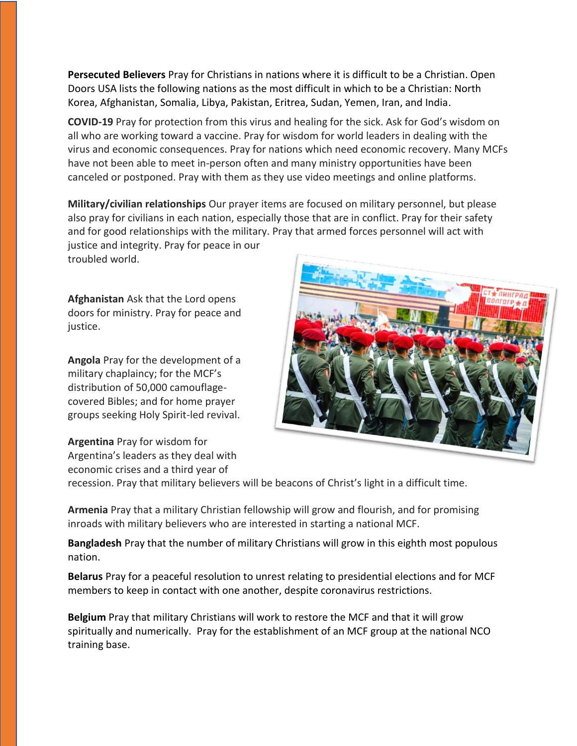**Persecuted Believers** Pray for Christians in nations where it is difficult to be a Christian. Open Doors USA lists the following nations as the most difficult in which to be a Christian: North Korea, Afghanistan, Somalia, Libya, Pakistan, Eritrea, Sudan, Yemen, Iran, and India.

**COVID-19** Pray for protection from this virus and healing for the sick. Ask for God's wisdom on all who are working toward a vaccine. Pray for wisdom for world leaders in dealing with the virus and economic consequences. Pray for nations which need economic recovery. Many MCFs have not been able to meet in-person often and many ministry opportunities have been canceled or postponed. Pray with them as they use video meetings and online platforms.

**Military/civilian relationships** Our prayer items are focused on military personnel, but please also pray for civilians in each nation, especially those that are in conflict. Pray for their safety and for good relationships with the military. Pray that armed forces personnel will act with justice and integrity. Pray for peace in our troubled world.

**Afghanistan** Ask that the Lord opens doors for ministry. Pray for peace and justice.

**Angola** Pray for the development of a military chaplaincy; for the MCF's distribution of 50,000 camouflage-covered Bibles; and for home prayer groups seeking Holy Spirit-led revival.

**Argentina** Pray for wisdom for Argentina's leaders as they deal with economic crises and a third year of recession. Pray that military believers will be beacons of Christ's light in a difficult time.

**Armenia** Pray that a military Christian fellowship will grow and flourish, and for promising inroads with military believers who are interested in starting a national MCF.

**Bangladesh** Pray that the number of military Christians will grow in this eighth most populous nation.

**Belarus** Pray for a peaceful resolution to unrest relating to presidential elections and for MCF members to keep in contact with one another, despite coronavirus restrictions.

**Belgium** Pray that military Christians will work to restore the MCF and that it will grow spiritually and numerically. Pray for the establishment of an MCF group at the national NCO training base.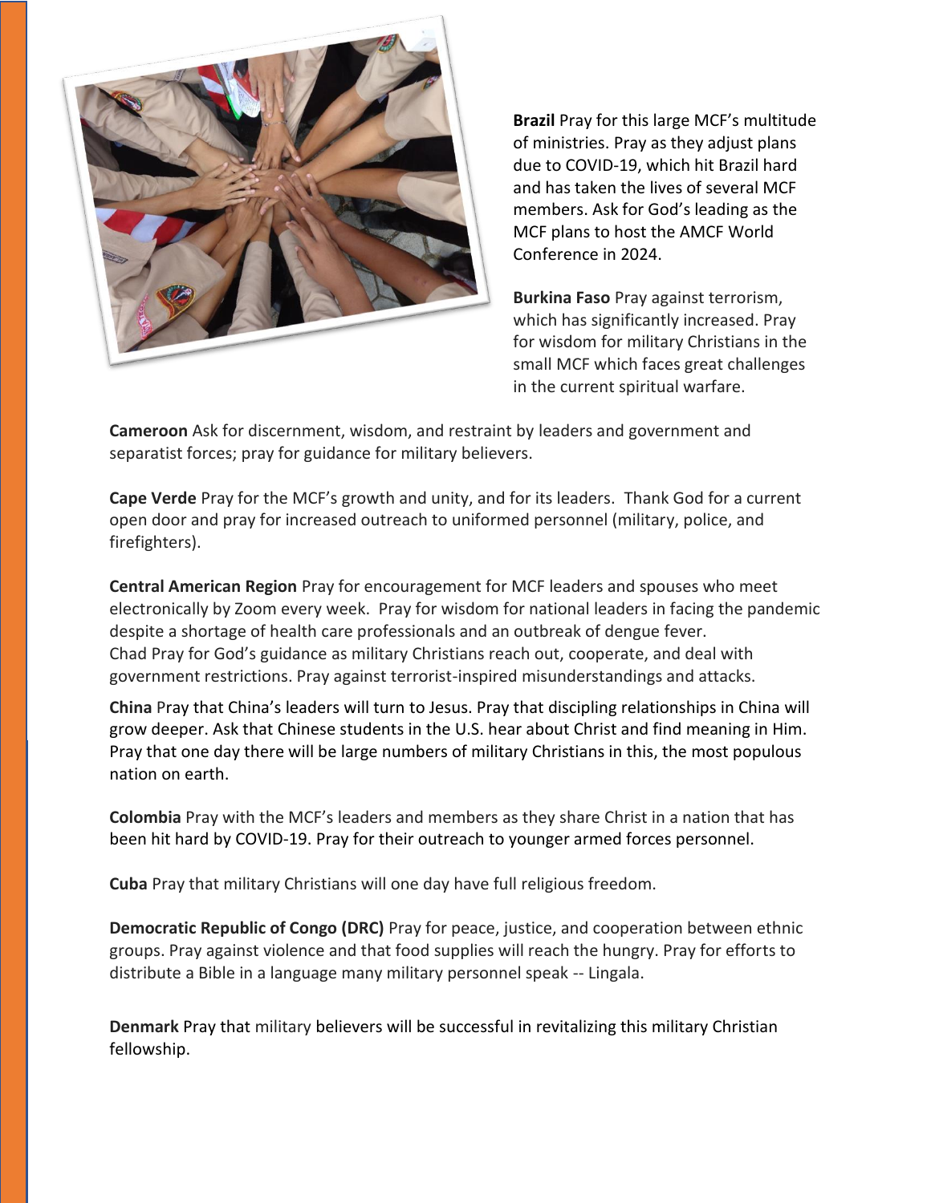**Brazil** Pray for this large MCF's multitude of ministries. Pray as they adjust plans due to COVID-19, which hit Brazil hard and has taken the lives of several MCF members. Ask for God's leading as the MCF plans to host the AMCF World Conference in 2024.

**Burkina Faso** Pray against terrorism, which has significantly increased. Pray for wisdom for military Christians in the small MCF which faces great challenges in the current spiritual warfare.

**Cameroon** Ask for discernment, wisdom, and restraint by leaders and government and separatist forces; pray for guidance for military believers.

**Cape Verde** Pray for the MCF's growth and unity, and for its leaders. Thank God for a current open door and pray for increased outreach to uniformed personnel (military, police, and firefighters).

**Central American Region** Pray for encouragement for MCF leaders and spouses who meet electronically by Zoom every week. Pray for wisdom for national leaders in facing the pandemic despite a shortage of health care professionals and an outbreak of dengue fever.
Chad Pray for God's guidance as military Christians reach out, cooperate, and deal with government restrictions. Pray against terrorist-inspired misunderstandings and attacks.

**China** Pray that China's leaders will turn to Jesus. Pray that discipling relationships in China will grow deeper. Ask that Chinese students in the U.S. hear about Christ and find meaning in Him. Pray that one day there will be large numbers of military Christians in this, the most populous nation on earth.

**Colombia** Pray with the MCF's leaders and members as they share Christ in a nation that has been hit hard by COVID-19. Pray for their outreach to younger armed forces personnel.

**Cuba** Pray that military Christians will one day have full religious freedom.

**Democratic Republic of Congo (DRC)** Pray for peace, justice, and cooperation between ethnic groups. Pray against violence and that food supplies will reach the hungry. Pray for efforts to distribute a Bible in a language many military personnel speak -- Lingala.

**Denmark** Pray that military believers will be successful in revitalizing this military Christian fellowship.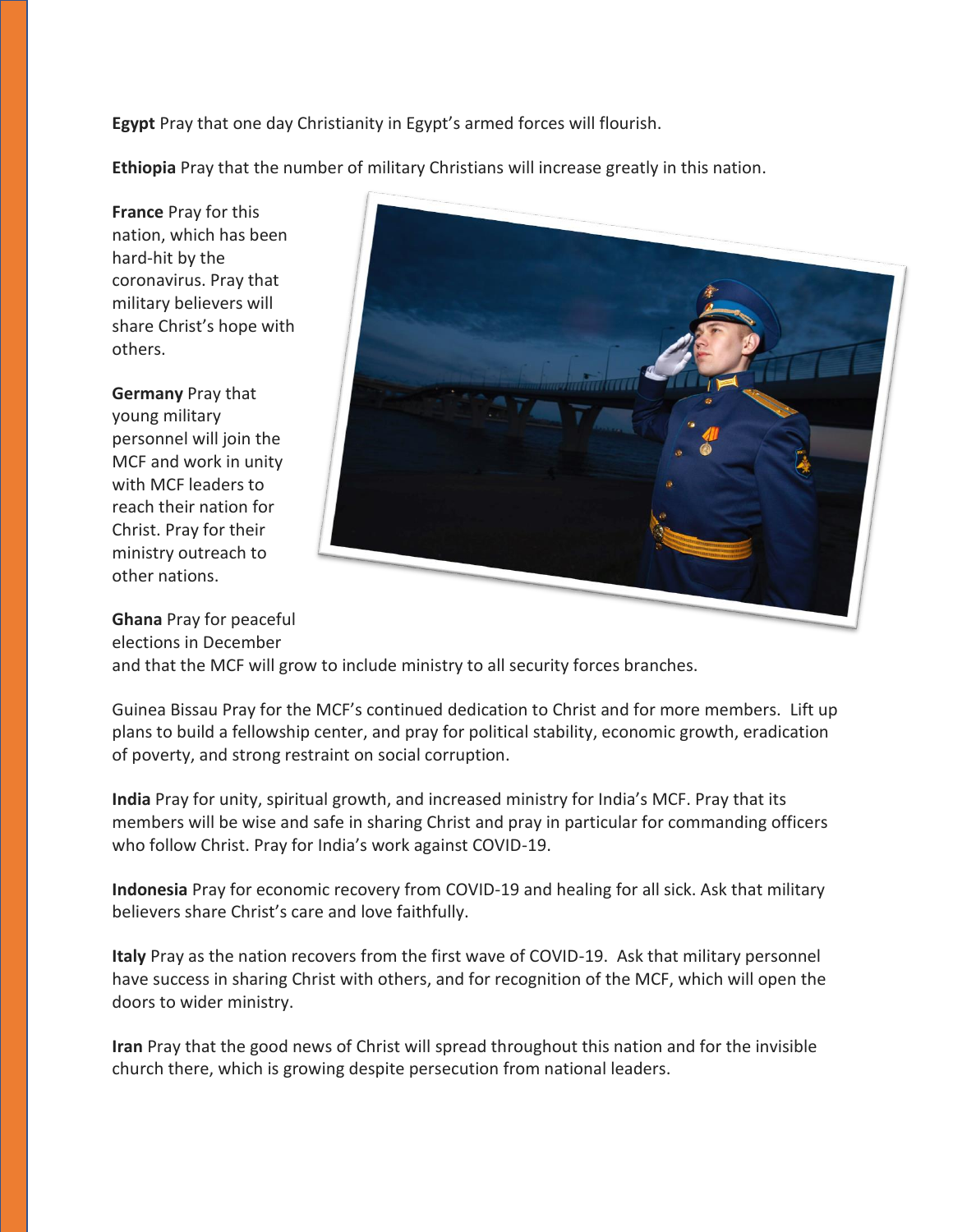**Egypt** Pray that one day Christianity in Egypt's armed forces will flourish.

**Ethiopia** Pray that the number of military Christians will increase greatly in this nation.

**France** Pray for this nation, which has been hard-hit by the coronavirus. Pray that military believers will share Christ's hope with others.

**Germany** Pray that young military personnel will join the MCF and work in unity with MCF leaders to reach their nation for Christ. Pray for their ministry outreach to other nations.

**Ghana** Pray for peaceful elections in December and that the MCF will grow to include ministry to all security forces branches.

Guinea Bissau Pray for the MCF's continued dedication to Christ and for more members. Lift up plans to build a fellowship center, and pray for political stability, economic growth, eradication of poverty, and strong restraint on social corruption.

**India** Pray for unity, spiritual growth, and increased ministry for India's MCF. Pray that its members will be wise and safe in sharing Christ and pray in particular for commanding officers who follow Christ. Pray for India's work against COVID-19.

**Indonesia** Pray for economic recovery from COVID-19 and healing for all sick. Ask that military believers share Christ's care and love faithfully.

**Italy** Pray as the nation recovers from the first wave of COVID-19. Ask that military personnel have success in sharing Christ with others, and for recognition of the MCF, which will open the doors to wider ministry.

**Iran** Pray that the good news of Christ will spread throughout this nation and for the invisible church there, which is growing despite persecution from national leaders.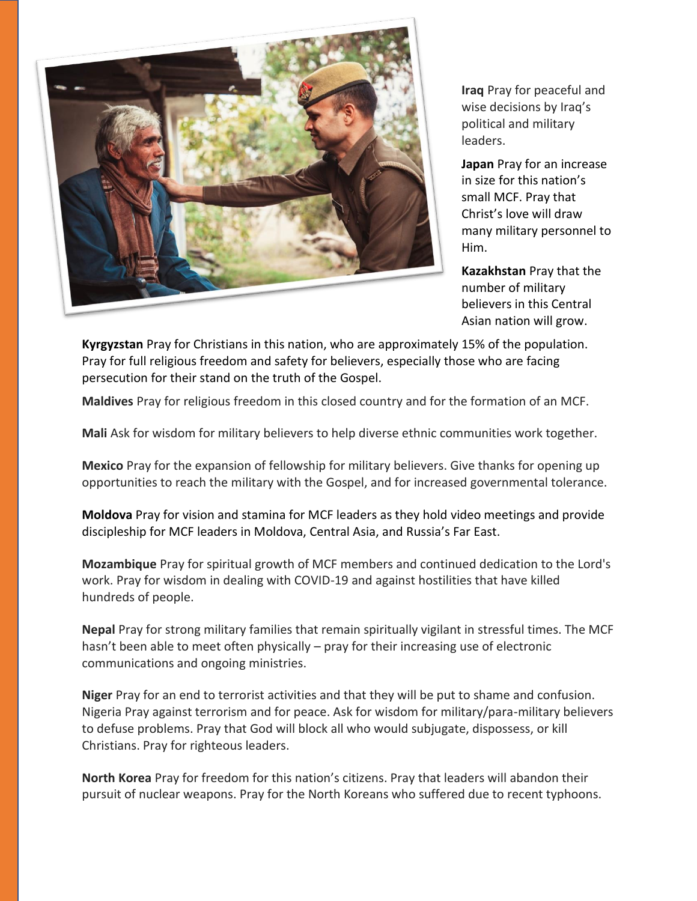**Iraq** Pray for peaceful and wise decisions by Iraq's political and military leaders.

**Japan** Pray for an increase in size for this nation's small MCF. Pray that Christ's love will draw many military personnel to Him.

**Kazakhstan** Pray that the number of military believers in this Central Asian nation will grow.

**Kyrgyzstan** Pray for Christians in this nation, who are approximately 15% of the population. Pray for full religious freedom and safety for believers, especially those who are facing persecution for their stand on the truth of the Gospel.

**Maldives** Pray for religious freedom in this closed country and for the formation of an MCF.

**Mali** Ask for wisdom for military believers to help diverse ethnic communities work together.

**Mexico** Pray for the expansion of fellowship for military believers. Give thanks for opening up opportunities to reach the military with the Gospel, and for increased governmental tolerance.

**Moldova** Pray for vision and stamina for MCF leaders as they hold video meetings and provide discipleship for MCF leaders in Moldova, Central Asia, and Russia's Far East.

**Mozambique** Pray for spiritual growth of MCF members and continued dedication to the Lord's work. Pray for wisdom in dealing with COVID-19 and against hostilities that have killed hundreds of people.

**Nepal** Pray for strong military families that remain spiritually vigilant in stressful times. The MCF hasn't been able to meet often physically – pray for their increasing use of electronic communications and ongoing ministries.

**Niger** Pray for an end to terrorist activities and that they will be put to shame and confusion. Nigeria Pray against terrorism and for peace. Ask for wisdom for military/para-military believers to defuse problems. Pray that God will block all who would subjugate, dispossess, or kill Christians. Pray for righteous leaders.

**North Korea** Pray for freedom for this nation's citizens. Pray that leaders will abandon their pursuit of nuclear weapons. Pray for the North Koreans who suffered due to recent typhoons.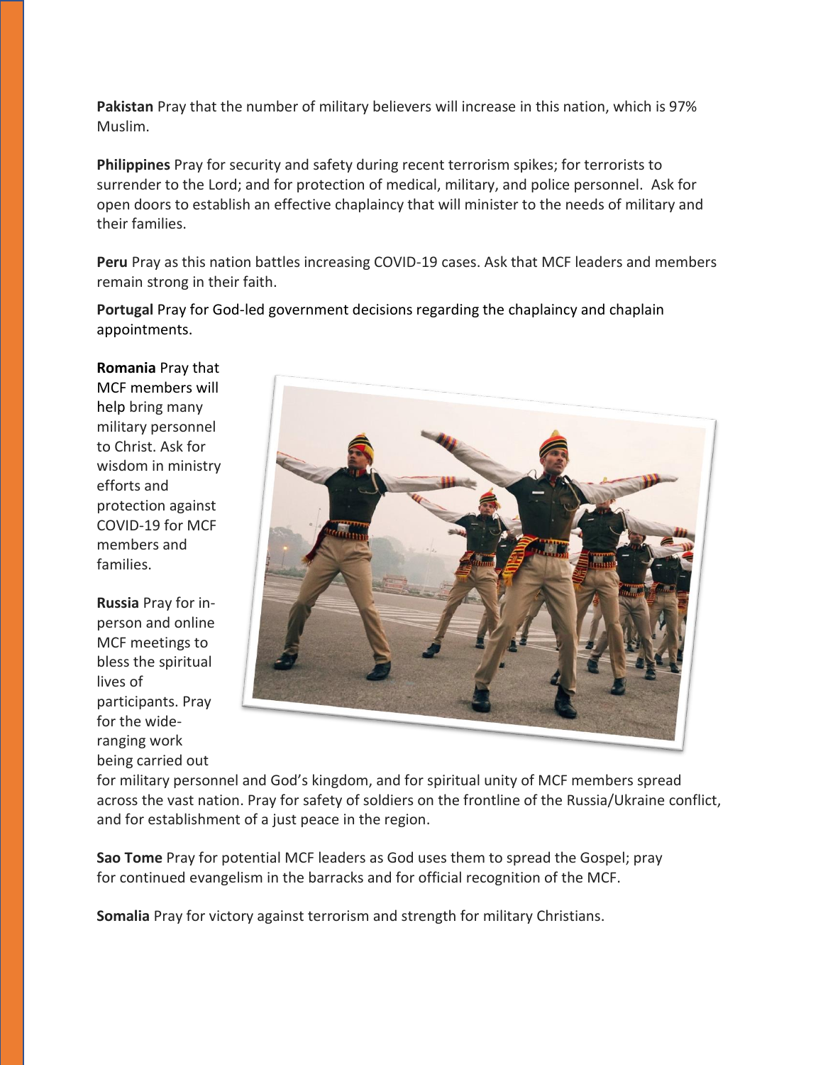**Pakistan** Pray that the number of military believers will increase in this nation, which is 97% Muslim.

**Philippines** Pray for security and safety during recent terrorism spikes; for terrorists to surrender to the Lord; and for protection of medical, military, and police personnel. Ask for open doors to establish an effective chaplaincy that will minister to the needs of military and their families.

**Peru** Pray as this nation battles increasing COVID-19 cases. Ask that MCF leaders and members remain strong in their faith.

**Portugal** Pray for God-led government decisions regarding the chaplaincy and chaplain appointments.

**Romania** Pray that MCF members will help bring many military personnel to Christ. Ask for wisdom in ministry efforts and protection against COVID-19 for MCF members and families.

**Russia** Pray for in-person and online MCF meetings to bless the spiritual lives of participants. Pray for the wide-ranging work being carried out for military personnel and God's kingdom, and for spiritual unity of MCF members spread across the vast nation. Pray for safety of soldiers on the frontline of the Russia/Ukraine conflict, and for establishment of a just peace in the region.

**Sao Tome** Pray for potential MCF leaders as God uses them to spread the Gospel; pray for continued evangelism in the barracks and for official recognition of the MCF.

**Somalia** Pray for victory against terrorism and strength for military Christians.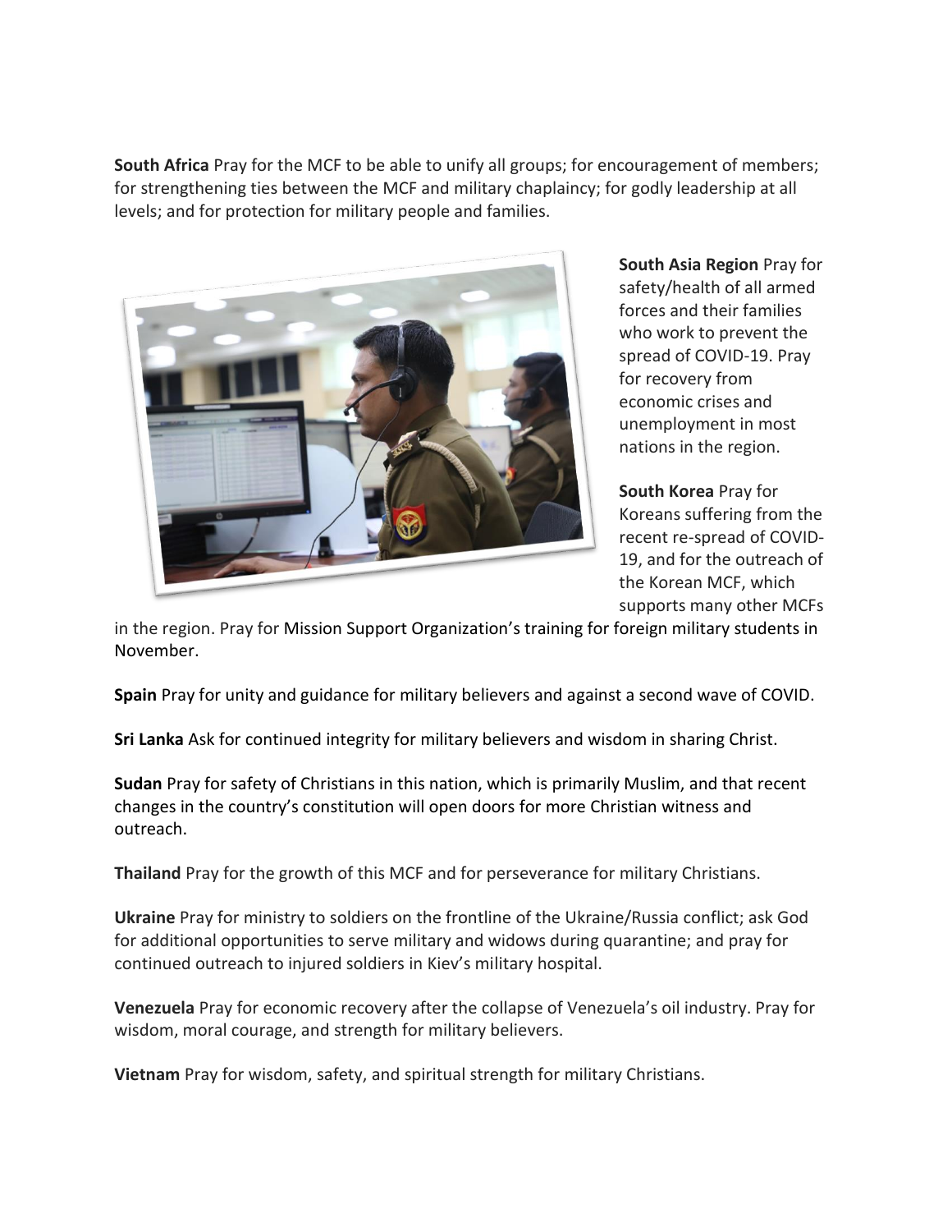**South Africa** Pray for the MCF to be able to unify all groups; for encouragement of members; for strengthening ties between the MCF and military chaplaincy; for godly leadership at all levels; and for protection for military people and families.

**South Asia Region** Pray for safety/health of all armed forces and their families who work to prevent the spread of COVID-19. Pray for recovery from economic crises and unemployment in most nations in the region.

**South Korea** Pray for Koreans suffering from the recent re-spread of COVID-19, and for the outreach of the Korean MCF, which supports many other MCFs in the region. Pray for Mission Support Organization's training for foreign military students in November.

**Spain** Pray for unity and guidance for military believers and against a second wave of COVID.

**Sri Lanka** Ask for continued integrity for military believers and wisdom in sharing Christ.

**Sudan** Pray for safety of Christians in this nation, which is primarily Muslim, and that recent changes in the country's constitution will open doors for more Christian witness and outreach.

**Thailand** Pray for the growth of this MCF and for perseverance for military Christians.

**Ukraine** Pray for ministry to soldiers on the frontline of the Ukraine/Russia conflict; ask God for additional opportunities to serve military and widows during quarantine; and pray for continued outreach to injured soldiers in Kiev's military hospital.

**Venezuela** Pray for economic recovery after the collapse of Venezuela's oil industry. Pray for wisdom, moral courage, and strength for military believers.

**Vietnam** Pray for wisdom, safety, and spiritual strength for military Christians.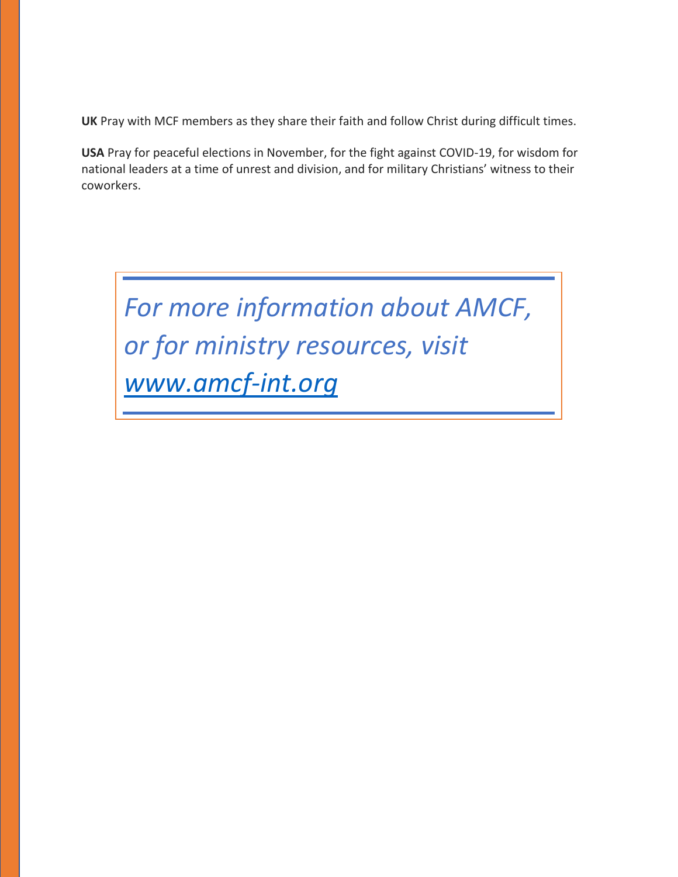**UK** Pray with MCF members as they share their faith and follow Christ during difficult times.

**USA** Pray for peaceful elections in November, for the fight against COVID-19, for wisdom for national leaders at a time of unrest and division, and for military Christians' witness to their coworkers.

*For more information about AMCF, or for ministry resources, visit [www.amcf-int.org](http://www.amcf-int.org)*